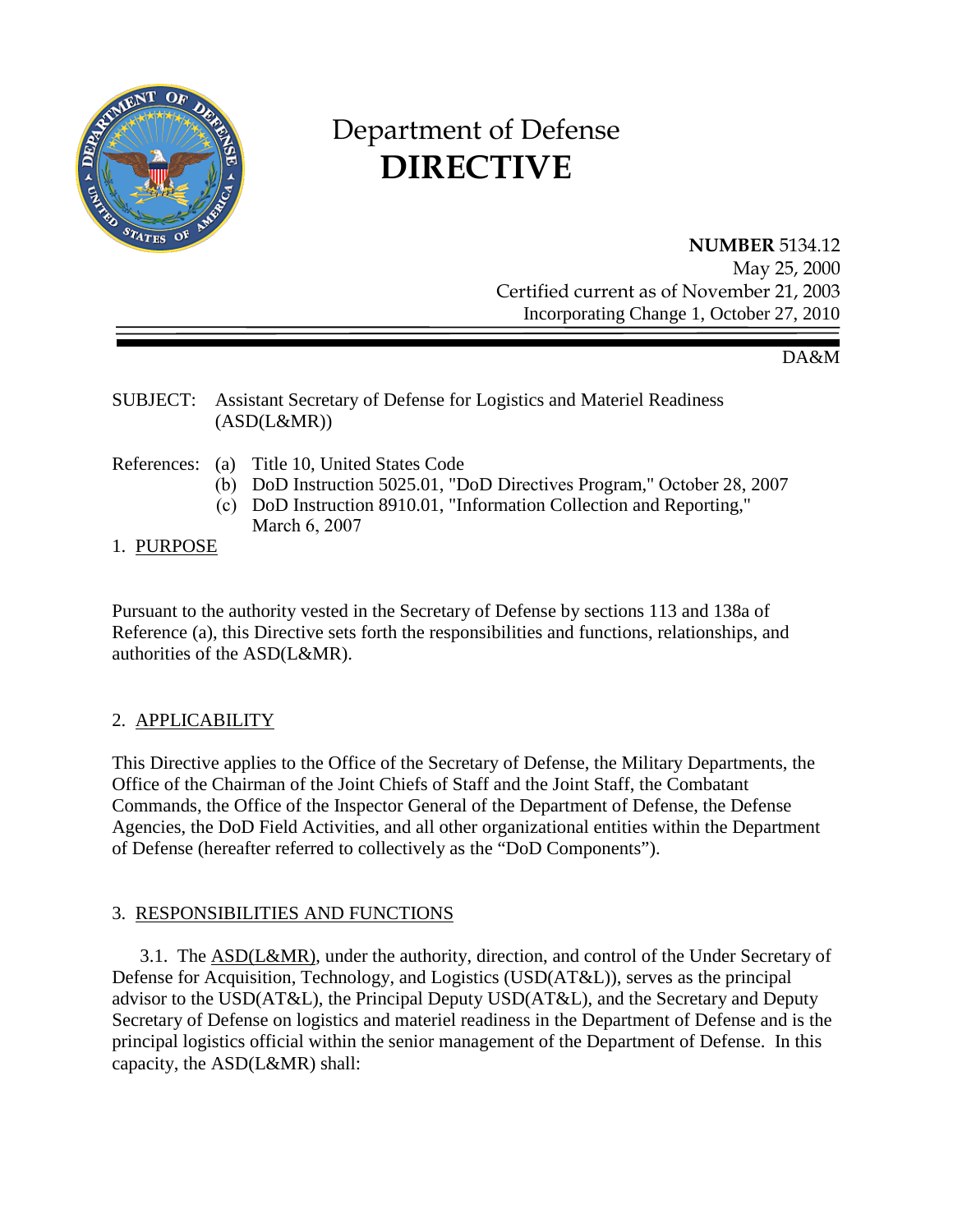# Department of Defense
# DIRECTIVE

**NUMBER** 5134.12
May 25, 2000
Certified current as of November 21, 2003
Incorporating Change 1, October 27, 2010

DA&M

SUBJECT: Assistant Secretary of Defense for Logistics and Materiel Readiness (ASD(L&MR))

References: (a) Title 10, United States Code
(b) DoD Instruction 5025.01, "DoD Directives Program," October 28, 2007
(c) DoD Instruction 8910.01, "Information Collection and Reporting," March 6, 2007

## 1. PURPOSE

Pursuant to the authority vested in the Secretary of Defense by sections 113 and 138a of Reference (a), this Directive sets forth the responsibilities and functions, relationships, and authorities of the ASD(L&MR).

## 2. APPLICABILITY

This Directive applies to the Office of the Secretary of Defense, the Military Departments, the Office of the Chairman of the Joint Chiefs of Staff and the Joint Staff, the Combatant Commands, the Office of the Inspector General of the Department of Defense, the Defense Agencies, the DoD Field Activities, and all other organizational entities within the Department of Defense (hereafter referred to collectively as the "DoD Components").

## 3. RESPONSIBILITIES AND FUNCTIONS

3.1. The ASD(L&MR), under the authority, direction, and control of the Under Secretary of Defense for Acquisition, Technology, and Logistics (USD(AT&L)), serves as the principal advisor to the USD(AT&L), the Principal Deputy USD(AT&L), and the Secretary and Deputy Secretary of Defense on logistics and materiel readiness in the Department of Defense and is the principal logistics official within the senior management of the Department of Defense. In this capacity, the ASD(L&MR) shall: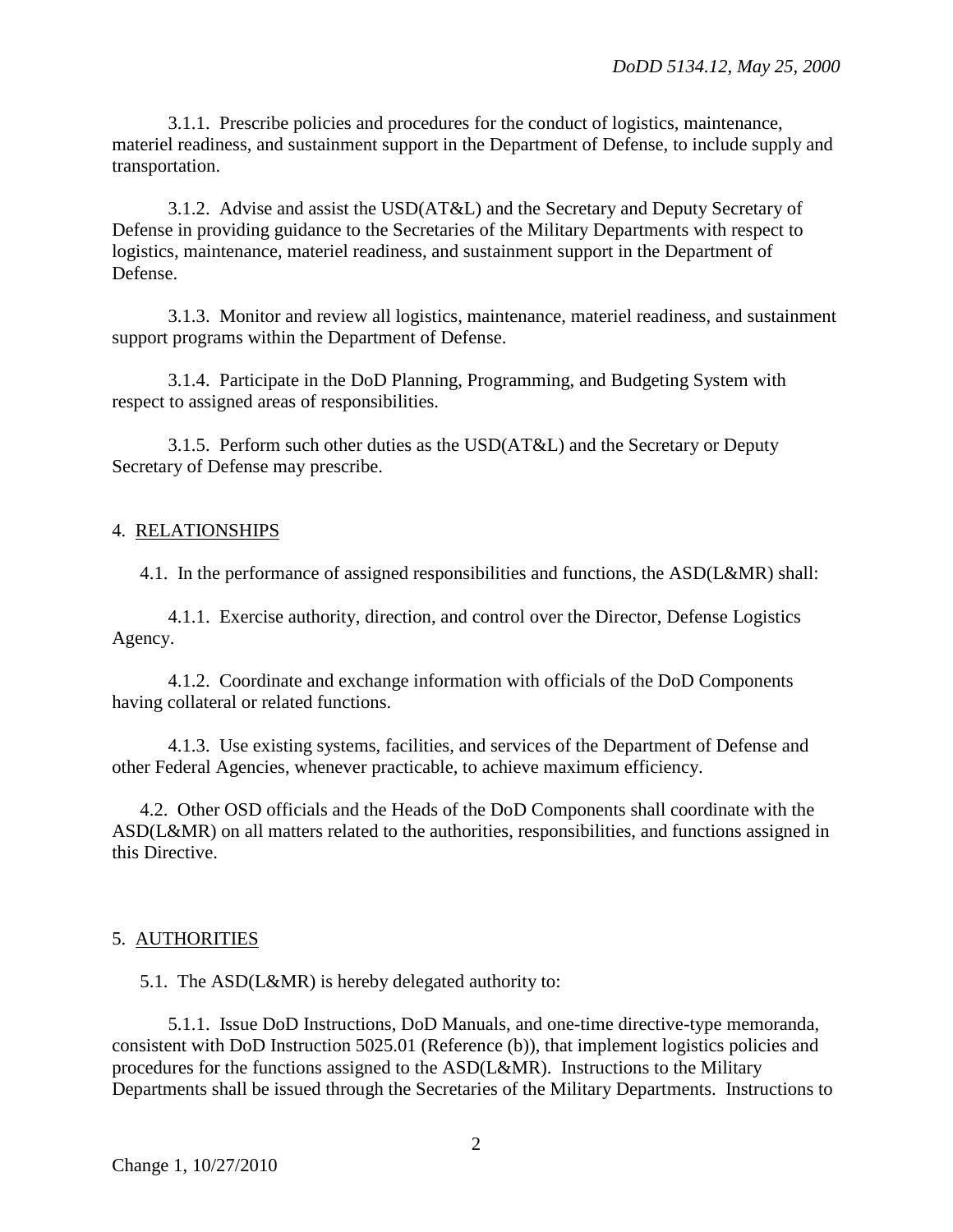3.1.1. Prescribe policies and procedures for the conduct of logistics, maintenance, materiel readiness, and sustainment support in the Department of Defense, to include supply and transportation.

3.1.2. Advise and assist the USD(AT&L) and the Secretary and Deputy Secretary of Defense in providing guidance to the Secretaries of the Military Departments with respect to logistics, maintenance, materiel readiness, and sustainment support in the Department of Defense.

3.1.3. Monitor and review all logistics, maintenance, materiel readiness, and sustainment support programs within the Department of Defense.

3.1.4. Participate in the DoD Planning, Programming, and Budgeting System with respect to assigned areas of responsibilities.

3.1.5. Perform such other duties as the USD(AT&L) and the Secretary or Deputy Secretary of Defense may prescribe.

## 4. RELATIONSHIPS

4.1. In the performance of assigned responsibilities and functions, the ASD(L&MR) shall:

4.1.1. Exercise authority, direction, and control over the Director, Defense Logistics Agency.

4.1.2. Coordinate and exchange information with officials of the DoD Components having collateral or related functions.

4.1.3. Use existing systems, facilities, and services of the Department of Defense and other Federal Agencies, whenever practicable, to achieve maximum efficiency.

4.2. Other OSD officials and the Heads of the DoD Components shall coordinate with the ASD(L&MR) on all matters related to the authorities, responsibilities, and functions assigned in this Directive.

## 5. AUTHORITIES

5.1. The ASD(L&MR) is hereby delegated authority to:

5.1.1. Issue DoD Instructions, DoD Manuals, and one-time directive-type memoranda, consistent with DoD Instruction 5025.01 (Reference (b)), that implement logistics policies and procedures for the functions assigned to the ASD(L&MR). Instructions to the Military Departments shall be issued through the Secretaries of the Military Departments. Instructions to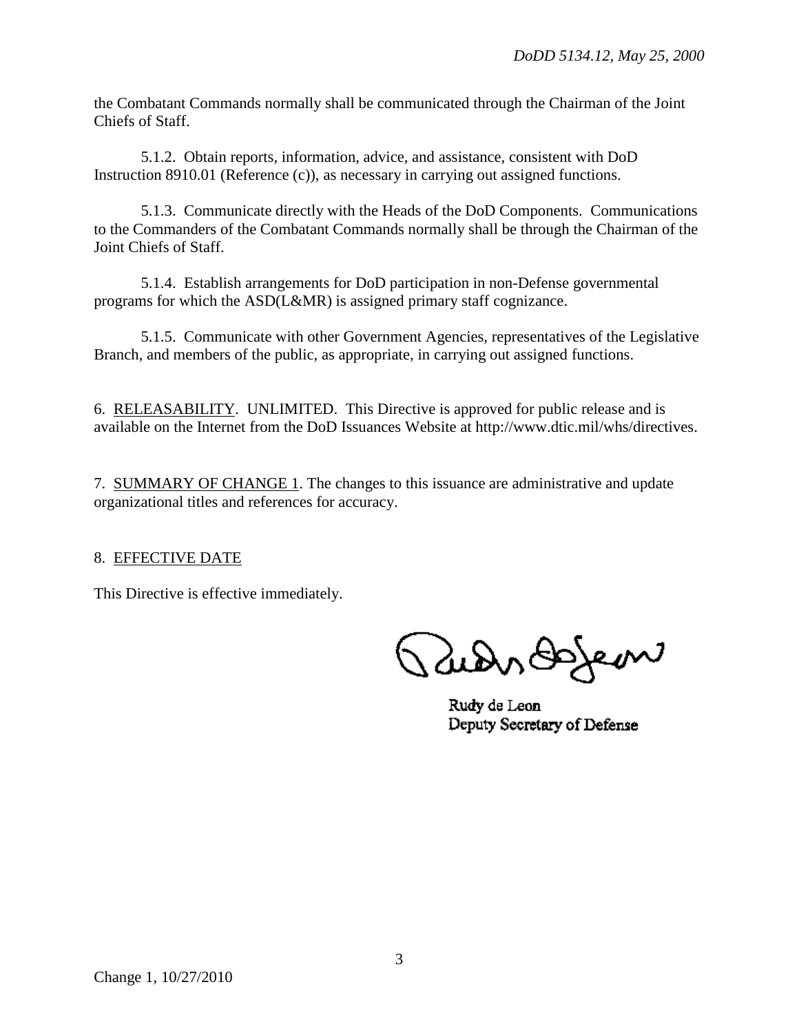the Combatant Commands normally shall be communicated through the Chairman of the Joint Chiefs of Staff.

5.1.2. Obtain reports, information, advice, and assistance, consistent with DoD Instruction 8910.01 (Reference (c)), as necessary in carrying out assigned functions.

5.1.3. Communicate directly with the Heads of the DoD Components. Communications to the Commanders of the Combatant Commands normally shall be through the Chairman of the Joint Chiefs of Staff.

5.1.4. Establish arrangements for DoD participation in non-Defense governmental programs for which the ASD(L&MR) is assigned primary staff cognizance.

5.1.5. Communicate with other Government Agencies, representatives of the Legislative Branch, and members of the public, as appropriate, in carrying out assigned functions.

6. RELEASABILITY. UNLIMITED. This Directive is approved for public release and is available on the Internet from the DoD Issuances Website at http://www.dtic.mil/whs/directives.

7. SUMMARY OF CHANGE 1. The changes to this issuance are administrative and update organizational titles and references for accuracy.

8. EFFECTIVE DATE

This Directive is effective immediately.

Rudy de Leon
Deputy Secretary of Defense

Change 1, 10/27/2010